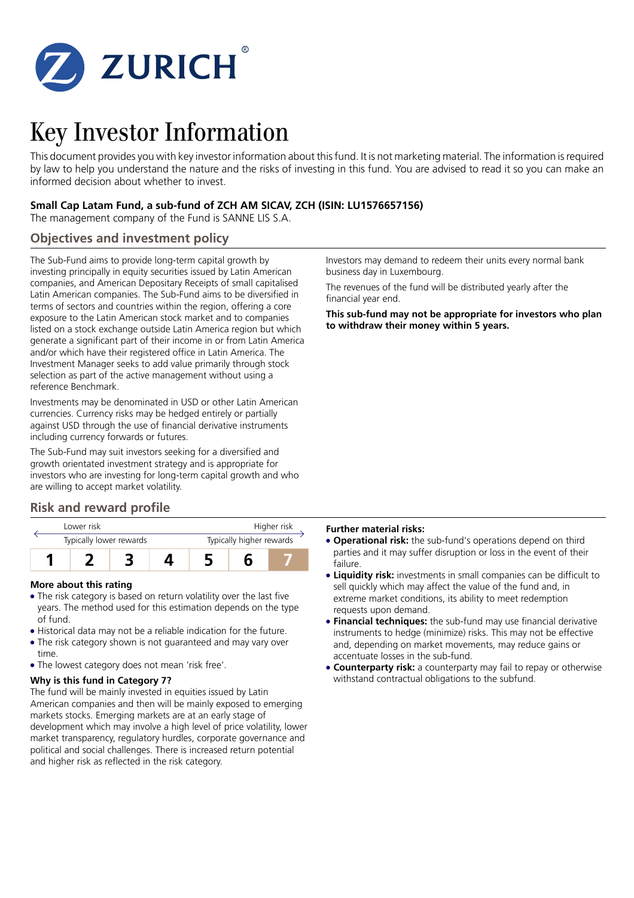ZURICH®

# Key Investor Information

This document provides you with key investor information about this fund. It is not marketing material. The information is required by law to help you understand the nature and the risks of investing in this fund. You are advised to read it so you can make an informed decision about whether to invest.

**Small Cap Latam Fund, a sub-fund of ZCH AM SICAV, ZCH (ISIN: LU1576657156)**

The management company of the Fund is SANNE LIS S.A.

## Objectives and investment policy

The Sub-Fund aims to provide long-term capital growth by investing principally in equity securities issued by Latin American companies, and American Depositary Receipts of small capitalised Latin American companies. The Sub-Fund aims to be diversified in terms of sectors and countries within the region, offering a core exposure to the Latin American stock market and to companies listed on a stock exchange outside Latin America region but which generate a significant part of their income in or from Latin America and/or which have their registered office in Latin America. The Investment Manager seeks to add value primarily through stock selection as part of the active management without using a reference Benchmark.

Investments may be denominated in USD or other Latin American currencies. Currency risks may be hedged entirely or partially against USD through the use of financial derivative instruments including currency forwards or futures.

The Sub-Fund may suit investors seeking for a diversified and growth orientated investment strategy and is appropriate for investors who are investing for long-term capital growth and who are willing to accept market volatility.

Investors may demand to redeem their units every normal bank business day in Luxembourg.

The revenues of the fund will be distributed yearly after the financial year end.

**This sub-fund may not be appropriate for investors who plan to withdraw their money within 5 years.**

## Risk and reward profile

| Lower risk | | | | | | Higher risk |
|---|---|---|---|---|---|---|
| Typically lower rewards | | | | | | Typically higher rewards |
| 1 | 2 | 3 | 4 | 5 | 6 | **7** |

**More about this rating**

- The risk category is based on return volatility over the last five years. The method used for this estimation depends on the type of fund.
- Historical data may not be a reliable indication for the future.
- The risk category shown is not guaranteed and may vary over time.
- The lowest category does not mean 'risk free'.

**Why is this fund in Category 7?**

The fund will be mainly invested in equities issued by Latin American companies and then will be mainly exposed to emerging markets stocks. Emerging markets are at an early stage of development which may involve a high level of price volatility, lower market transparency, regulatory hurdles, corporate governance and political and social challenges. There is increased return potential and higher risk as reflected in the risk category.

**Further material risks:**

- **Operational risk:** the sub-fund's operations depend on third parties and it may suffer disruption or loss in the event of their failure.
- **Liquidity risk:** investments in small companies can be difficult to sell quickly which may affect the value of the fund and, in extreme market conditions, its ability to meet redemption requests upon demand.
- **Financial techniques:** the sub-fund may use financial derivative instruments to hedge (minimize) risks. This may not be effective and, depending on market movements, may reduce gains or accentuate losses in the sub-fund.
- **Counterparty risk:** a counterparty may fail to repay or otherwise withstand contractual obligations to the subfund.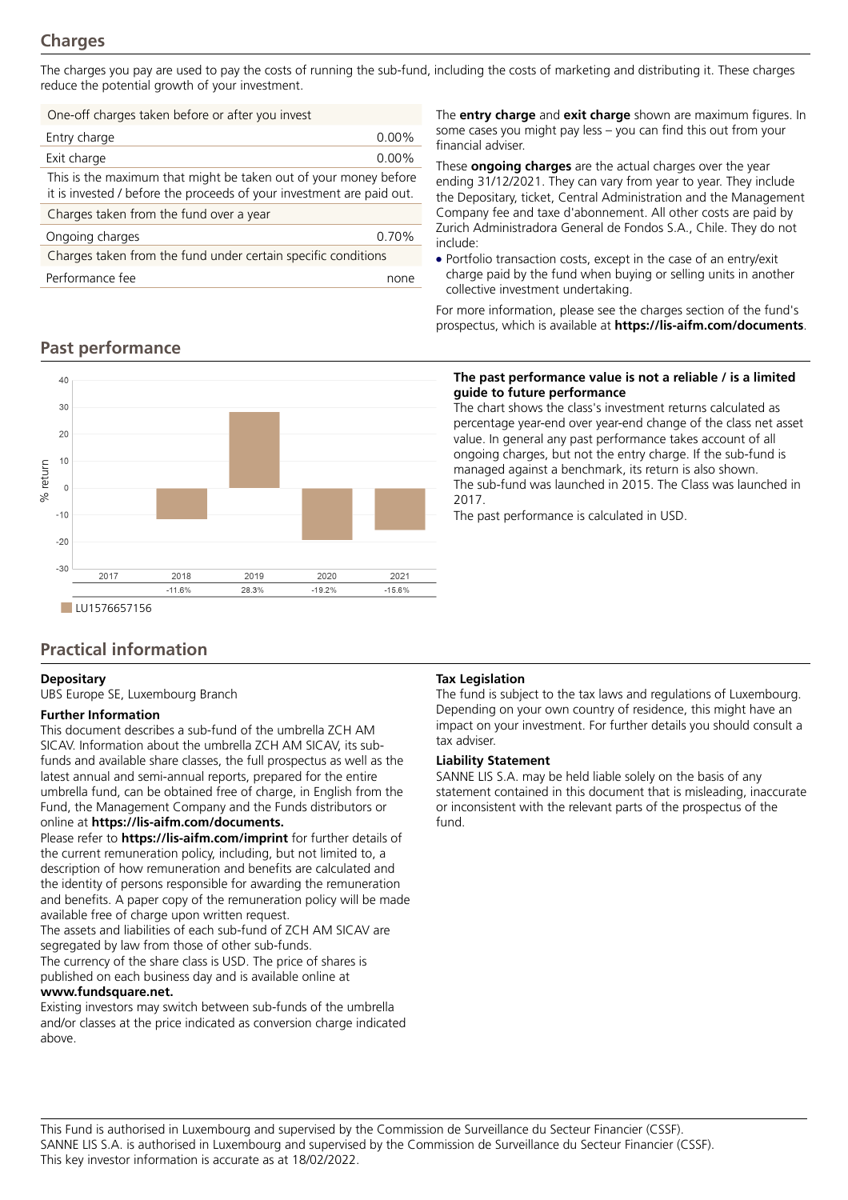## Charges

The charges you pay are used to pay the costs of running the sub-fund, including the costs of marketing and distributing it. These charges reduce the potential growth of your investment.

| One-off charges taken before or after you invest | |
|---|---|
| Entry charge | 0.00% |
| Exit charge | 0.00% |
| This is the maximum that might be taken out of your money before it is invested / before the proceeds of your investment are paid out. | |
| **Charges taken from the fund over a year** | |
| Ongoing charges | 0.70% |
| **Charges taken from the fund under certain specific conditions** | |
| Performance fee | none |

The **entry charge** and **exit charge** shown are maximum figures. In some cases you might pay less – you can find this out from your financial adviser.

These **ongoing charges** are the actual charges over the year ending 31/12/2021. They can vary from year to year. They include the Depositary, ticket, Central Administration and the Management Company fee and taxe d'abonnement. All other costs are paid by Zurich Administradora General de Fondos S.A., Chile. They do not include:

- Portfolio transaction costs, except in the case of an entry/exit charge paid by the fund when buying or selling units in another collective investment undertaking.

For more information, please see the charges section of the fund's prospectus, which is available at **https://lis-aifm.com/documents**.

## Past performance

40
30
20
10
0
-10
-20
-30
% return
2017 2018 2019 2020 2021
-11.6% 28.3% -19.2% -15.6%
LU1576657156

**The past performance value is not a reliable / is a limited guide to future performance**

The chart shows the class's investment returns calculated as percentage year-end over year-end change of the class net asset value. In general any past performance takes account of all ongoing charges, but not the entry charge. If the sub-fund is managed against a benchmark, its return is also shown.
The sub-fund was launched in 2015. The Class was launched in 2017.
The past performance is calculated in USD.

## Practical information

**Depositary**
UBS Europe SE, Luxembourg Branch

**Further Information**
This document describes a sub-fund of the umbrella ZCH AM SICAV. Information about the umbrella ZCH AM SICAV, its sub-funds and available share classes, the full prospectus as well as the latest annual and semi-annual reports, prepared for the entire umbrella fund, can be obtained free of charge, in English from the Fund, the Management Company and the Funds distributors or online at **https://lis-aifm.com/documents.**
Please refer to **https://lis-aifm.com/imprint** for further details of the current remuneration policy, including, but not limited to, a description of how remuneration and benefits are calculated and the identity of persons responsible for awarding the remuneration and benefits. A paper copy of the remuneration policy will be made available free of charge upon written request.
The assets and liabilities of each sub-fund of ZCH AM SICAV are segregated by law from those of other sub-funds.
The currency of the share class is USD. The price of shares is published on each business day and is available online at **www.fundsquare.net.**
Existing investors may switch between sub-funds of the umbrella and/or classes at the price indicated as conversion charge indicated above.

**Tax Legislation**
The fund is subject to the tax laws and regulations of Luxembourg. Depending on your own country of residence, this might have an impact on your investment. For further details you should consult a tax adviser.

**Liability Statement**
SANNE LIS S.A. may be held liable solely on the basis of any statement contained in this document that is misleading, inaccurate or inconsistent with the relevant parts of the prospectus of the fund.

This Fund is authorised in Luxembourg and supervised by the Commission de Surveillance du Secteur Financier (CSSF).
SANNE LIS S.A. is authorised in Luxembourg and supervised by the Commission de Surveillance du Secteur Financier (CSSF).
This key investor information is accurate as at 18/02/2022.